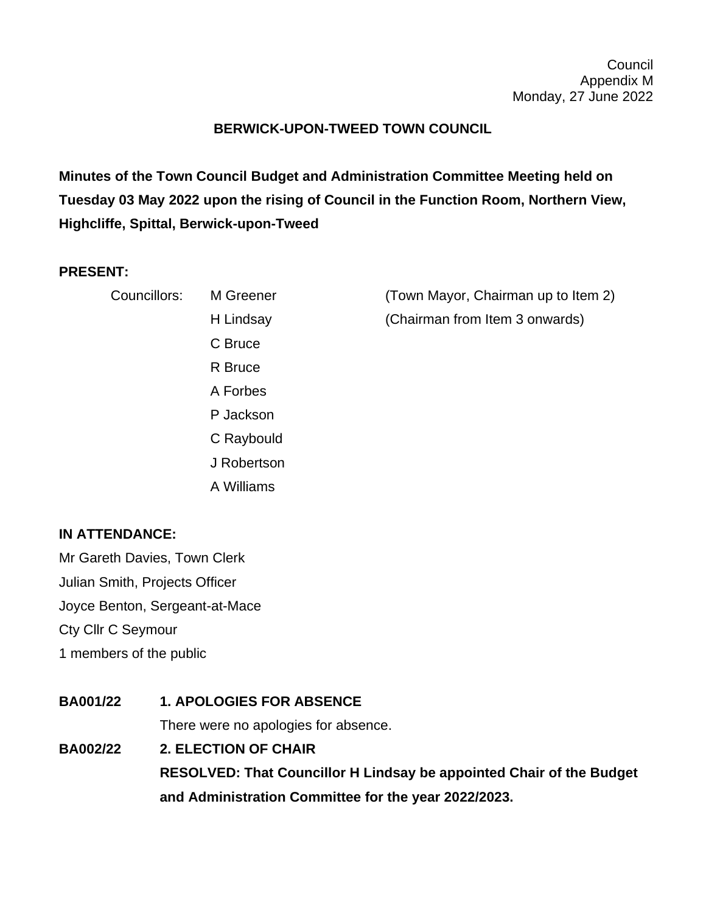Council
Appendix M
Monday, 27 June 2022

# BERWICK-UPON-TWEED TOWN COUNCIL

**Minutes of the Town Council Budget and Administration Committee Meeting held on Tuesday 03 May 2022 upon the rising of Council in the Function Room, Northern View, Highcliffe, Spittal, Berwick-upon-Tweed**

**PRESENT:**

| | | |
|---|---|---|
| Councillors: | M Greener | (Town Mayor, Chairman up to Item 2) |
| | H Lindsay | (Chairman from Item 3 onwards) |
| | C Bruce | |
| | R Bruce | |
| | A Forbes | |
| | P Jackson | |
| | C Raybould | |
| | J Robertson | |
| | A Williams | |

**IN ATTENDANCE:**

Mr Gareth Davies, Town Clerk
Julian Smith, Projects Officer
Joyce Benton, Sergeant-at-Mace
Cty Cllr C Seymour
1 members of the public

**BA001/22** **1. APOLOGIES FOR ABSENCE**

There were no apologies for absence.

**BA002/22** **2. ELECTION OF CHAIR**

**RESOLVED: That Councillor H Lindsay be appointed Chair of the Budget and Administration Committee for the year 2022/2023.**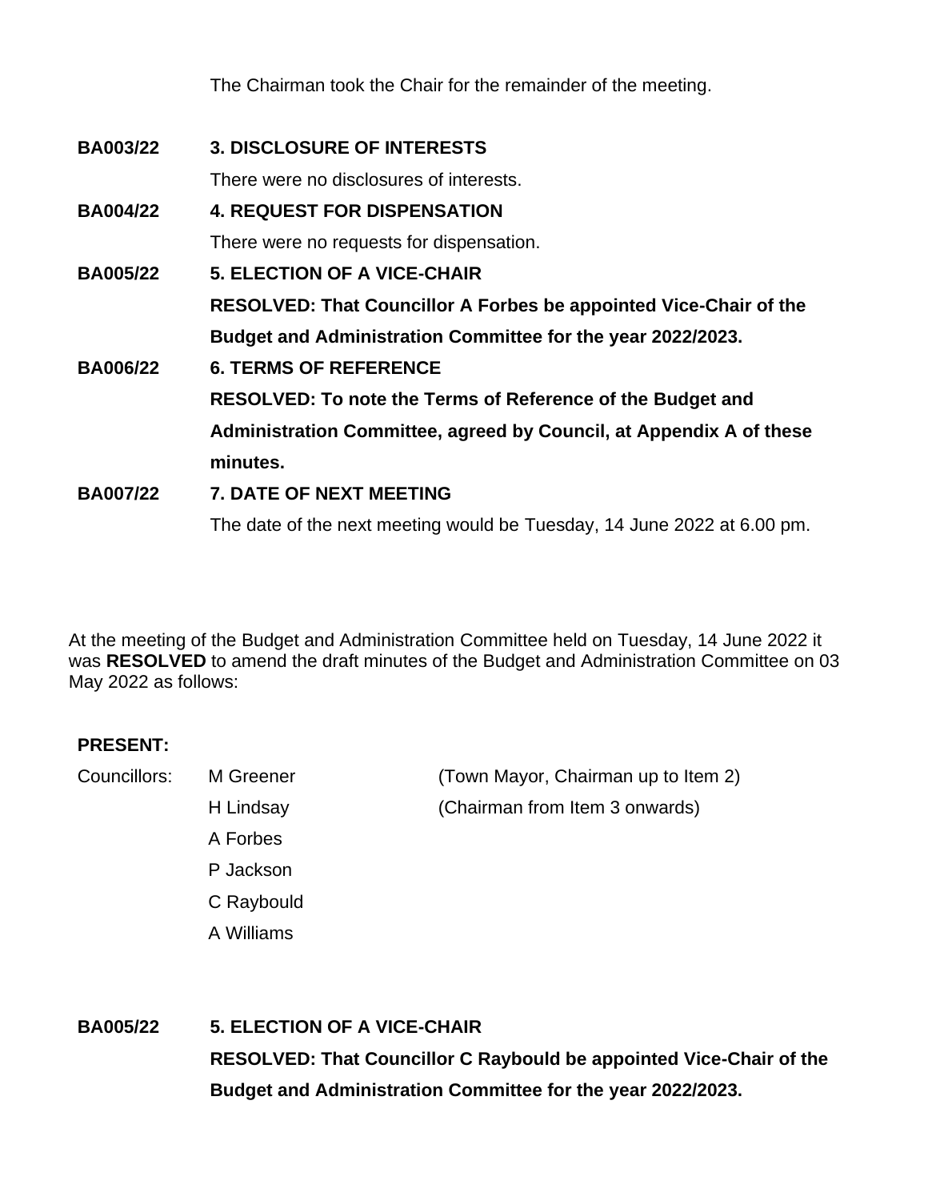The Chairman took the Chair for the remainder of the meeting.

**BA003/22 3. DISCLOSURE OF INTERESTS**

There were no disclosures of interests.

**BA004/22 4. REQUEST FOR DISPENSATION**

There were no requests for dispensation.

**BA005/22 5. ELECTION OF A VICE-CHAIR**

**RESOLVED: That Councillor A Forbes be appointed Vice-Chair of the Budget and Administration Committee for the year 2022/2023.**

**BA006/22 6. TERMS OF REFERENCE**

**RESOLVED: To note the Terms of Reference of the Budget and Administration Committee, agreed by Council, at Appendix A of these minutes.**

**BA007/22 7. DATE OF NEXT MEETING**

The date of the next meeting would be Tuesday, 14 June 2022 at 6.00 pm.

At the meeting of the Budget and Administration Committee held on Tuesday, 14 June 2022 it was **RESOLVED** to amend the draft minutes of the Budget and Administration Committee on 03 May 2022 as follows:

**PRESENT:**

| Councillors: | | |
|---|---|---|
| | M Greener | (Town Mayor, Chairman up to Item 2) |
| | H Lindsay | (Chairman from Item 3 onwards) |
| | A Forbes | |
| | P Jackson | |
| | C Raybould | |
| | A Williams | |

**BA005/22 5. ELECTION OF A VICE-CHAIR**

**RESOLVED: That Councillor C Raybould be appointed Vice-Chair of the Budget and Administration Committee for the year 2022/2023.**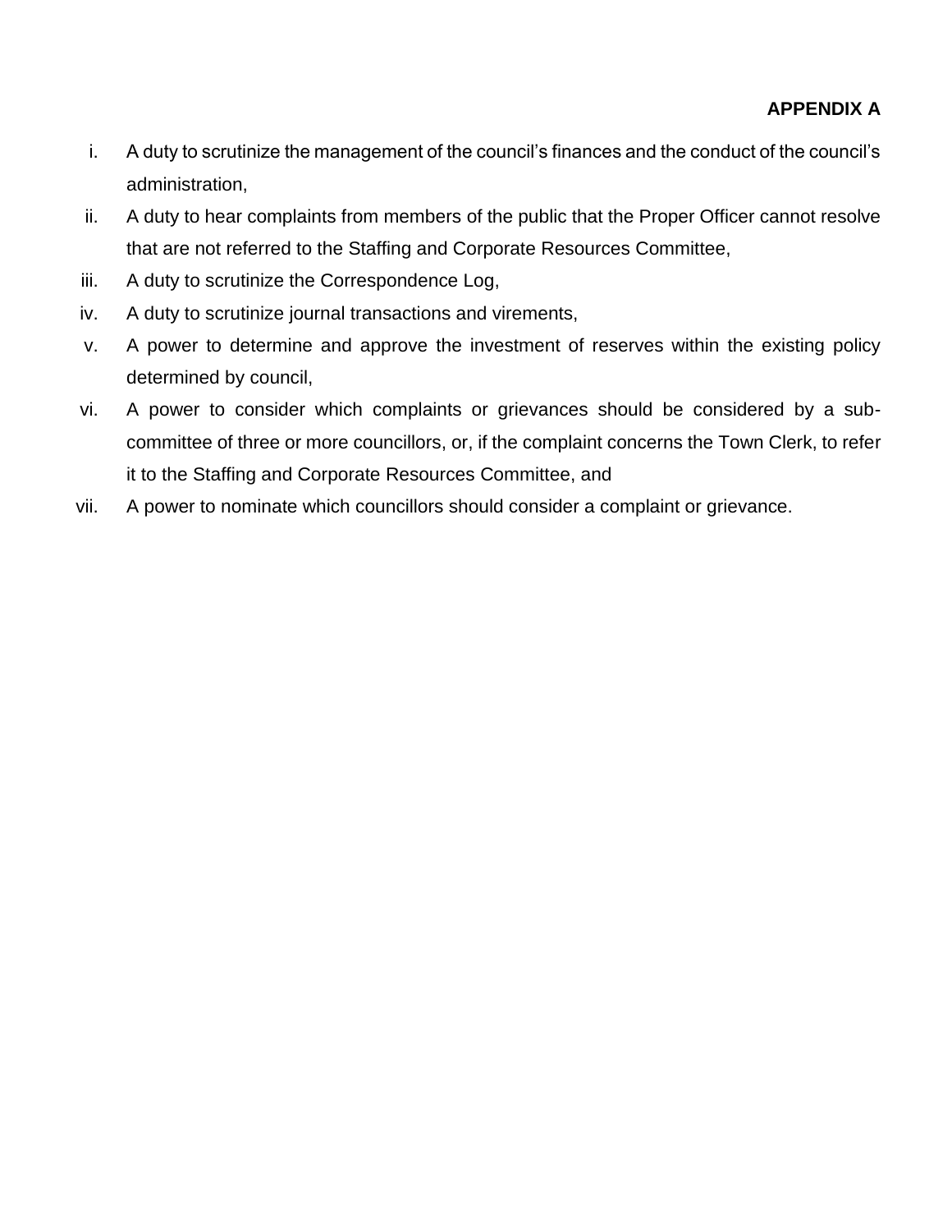**APPENDIX A**

i. A duty to scrutinize the management of the council's finances and the conduct of the council's administration,
ii. A duty to hear complaints from members of the public that the Proper Officer cannot resolve that are not referred to the Staffing and Corporate Resources Committee,
iii. A duty to scrutinize the Correspondence Log,
iv. A duty to scrutinize journal transactions and virements,
v. A power to determine and approve the investment of reserves within the existing policy determined by council,
vi. A power to consider which complaints or grievances should be considered by a sub-committee of three or more councillors, or, if the complaint concerns the Town Clerk, to refer it to the Staffing and Corporate Resources Committee, and
vii. A power to nominate which councillors should consider a complaint or grievance.